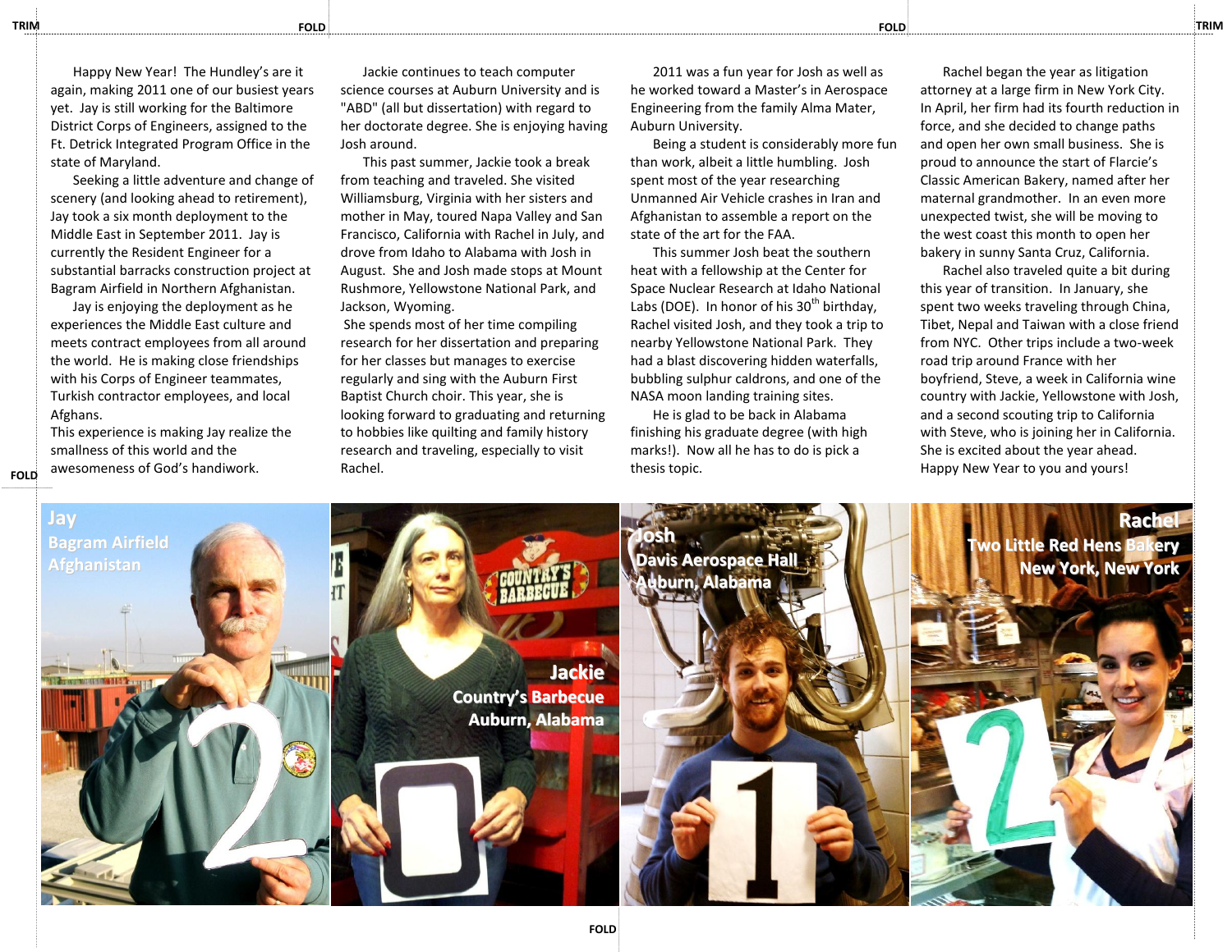Happy New Year! The Hundley's are it again, making 2011 one of our busiest years yet. Jay is still working for the Baltimore District Corps of Engineers, assigned to the Ft. Detrick Integrated Program Office in the state of Maryland.

Seeking a little adventure and change of scenery (and looking ahead to retirement), Jay took a six month deployment to the Middle East in September 2011. Jay is currently the Resident Engineer for a substantial barracks construction project at Bagram Airfield in Northern Afghanistan.

Jay is enjoying the deployment as he experiences the Middle East culture and meets contract employees from all around the world. He is making close friendships with his Corps of Engineer teammates, Turkish contractor employees, and local Afghans.

This experience is making Jay realize the smallness of this world and the awesomeness of God's handiwork.

Jackie continues to teach computer science courses at Auburn University and is "ABD" (all but dissertation) with regard to her doctorate degree. She is enjoying having Josh around.

This past summer, Jackie took a break from teaching and traveled. She visited Williamsburg, Virginia with her sisters and mother in May, toured Napa Valley and San Francisco, California with Rachel in July, and drove from Idaho to Alabama with Josh in August. She and Josh made stops at Mount Rushmore, Yellowstone National Park, and Jackson, Wyoming.

She spends most of her time compiling research for her dissertation and preparing for her classes but manages to exercise regularly and sing with the Auburn First Baptist Church choir. This year, she is looking forward to graduating and returning to hobbies like quilting and family history research and traveling, especially to visit Rachel.

2011 was a fun year for Josh as well as he worked toward a Master's in Aerospace Engineering from the family Alma Mater, Auburn University.

Being a student is considerably more fun than work, albeit a little humbling. Josh spent most of the year researching Unmanned Air Vehicle crashes in Iran and Afghanistan to assemble a report on the state of the art for the FAA.

This summer Josh beat the southern heat with a fellowship at the Center for Space Nuclear Research at Idaho National Labs (DOE). In honor of his 30th birthday, Rachel visited Josh, and they took a trip to nearby Yellowstone National Park. They had a blast discovering hidden waterfalls, bubbling sulphur caldrons, and one of the NASA moon landing training sites.

He is glad to be back in Alabama finishing his graduate degree (with high marks!). Now all he has to do is pick a thesis topic.

Rachel began the year as litigation attorney at a large firm in New York City. In April, her firm had its fourth reduction in force, and she decided to change paths and open her own small business. She is proud to announce the start of Flarcie's Classic American Bakery, named after her maternal grandmother. In an even more unexpected twist, she will be moving to the west coast this month to open her bakery in sunny Santa Cruz, California.

Rachel also traveled quite a bit during this year of transition. In January, she spent two weeks traveling through China, Tibet, Nepal and Taiwan with a close friend from NYC. Other trips include a two-week road trip around France with her boyfriend, Steve, a week in California wine country with Jackie, Yellowstone with Josh, and a second scouting trip to California with Steve, who is joining her in California. She is excited about the year ahead.

Happy New Year to you and yours!

**Jay**
**Bagram Airfield**
**Afghanistan**

**Jackie**
**Country's Barbecue**
**Auburn, Alabama**

**Josh**
**Davis Aerospace Hall**
**Auburn, Alabama**

**Rachel**
**Two Little Red Hens Bakery**
**New York, New York**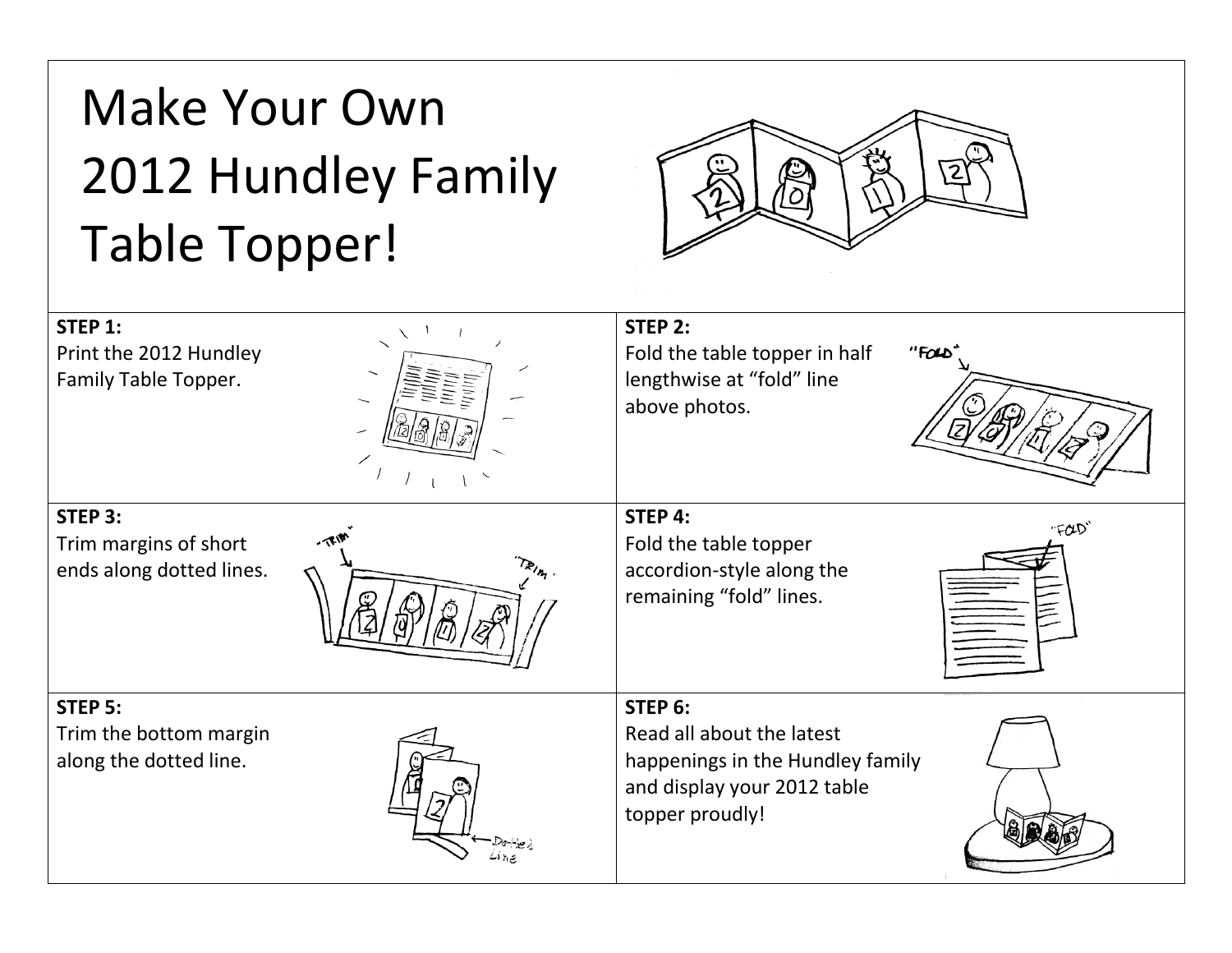# Make Your Own 2012 Hundley Family Table Topper!

**STEP 1:**
Print the 2012 Hundley Family Table Topper.

**STEP 2:**
Fold the table topper in half lengthwise at "fold" line above photos.

**STEP 3:**
Trim margins of short ends along dotted lines.

**STEP 4:**
Fold the table topper accordion-style along the remaining "fold" lines.

**STEP 5:**
Trim the bottom margin along the dotted line.

**STEP 6:**
Read all about the latest happenings in the Hundley family and display your 2012 table topper proudly!